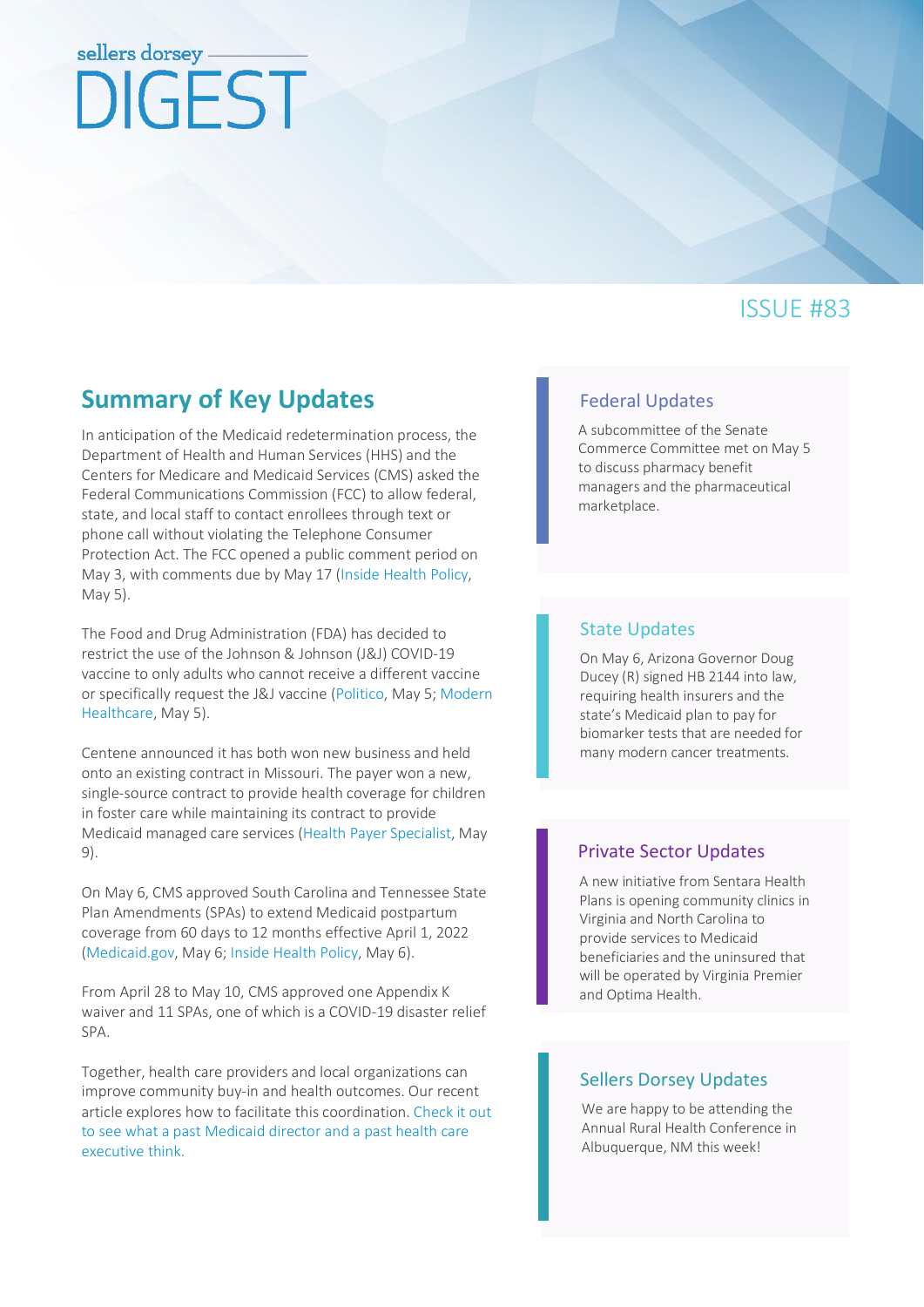# sellers dorsey DIGEST

ISSUE #83

## Summary of Key Updates

In anticipation of the Medicaid redetermination process, the Department of Health and Human Services (HHS) and the Centers for Medicare and Medicaid Services (CMS) asked the Federal Communications Commission (FCC) to allow federal, state, and local staff to contact enrollees through text or phone call without violating the Telephone Consumer Protection Act. The FCC opened a public comment period on May 3, with comments due by May 17 (Inside Health Policy, May 5).

The Food and Drug Administration (FDA) has decided to restrict the use of the Johnson & Johnson (J&J) COVID-19 vaccine to only adults who cannot receive a different vaccine or specifically request the J&J vaccine (Politico, May 5; Modern Healthcare, May 5).

Centene announced it has both won new business and held onto an existing contract in Missouri. The payer won a new, single-source contract to provide health coverage for children in foster care while maintaining its contract to provide Medicaid managed care services (Health Payer Specialist, May 9).

On May 6, CMS approved South Carolina and Tennessee State Plan Amendments (SPAs) to extend Medicaid postpartum coverage from 60 days to 12 months effective April 1, 2022 (Medicaid.gov, May 6; Inside Health Policy, May 6).

From April 28 to May 10, CMS approved one Appendix K waiver and 11 SPAs, one of which is a COVID-19 disaster relief SPA.

Together, health care providers and local organizations can improve community buy-in and health outcomes. Our recent article explores how to facilitate this coordination. Check it out to see what a past Medicaid director and a past health care executive think.

### Federal Updates

A subcommittee of the Senate Commerce Committee met on May 5 to discuss pharmacy benefit managers and the pharmaceutical marketplace.

### State Updates

On May 6, Arizona Governor Doug Ducey (R) signed HB 2144 into law, requiring health insurers and the state's Medicaid plan to pay for biomarker tests that are needed for many modern cancer treatments.

### Private Sector Updates

A new initiative from Sentara Health Plans is opening community clinics in Virginia and North Carolina to provide services to Medicaid beneficiaries and the uninsured that will be operated by Virginia Premier and Optima Health.

### Sellers Dorsey Updates

We are happy to be attending the Annual Rural Health Conference in Albuquerque, NM this week!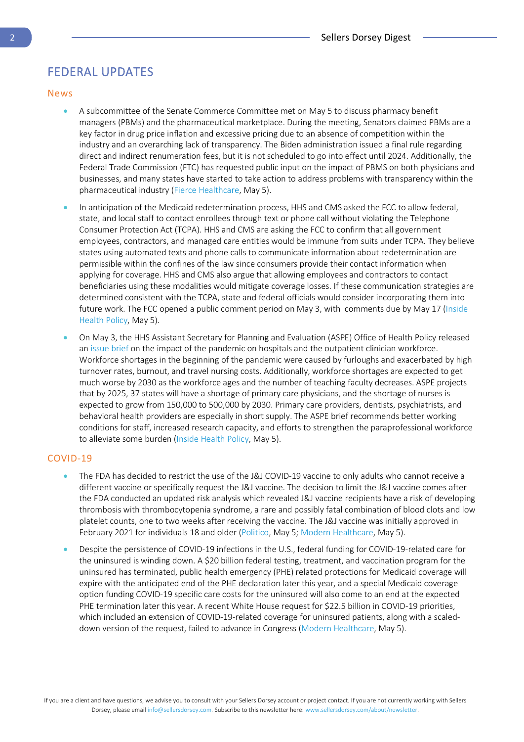# FEDERAL UPDATES

## News

- A subcommittee of the Senate Commerce Committee met on May 5 to discuss pharmacy benefit managers (PBMs) and the pharmaceutical marketplace. During the meeting, Senators claimed PBMs are a key factor in drug price inflation and excessive pricing due to an absence of competition within the industry and an overarching lack of transparency. The Biden administration issued a final rule regarding direct and indirect renumeration fees, but it is not scheduled to go into effect until 2024. Additionally, the Federal Trade Commission (FTC) has requested public input on the impact of PBMS on both physicians and businesses, and many states have started to take action to address problems with transparency within the pharmaceutical industry (Fierce Healthcare, May 5).

- In anticipation of the Medicaid redetermination process, HHS and CMS asked the FCC to allow federal, state, and local staff to contact enrollees through text or phone call without violating the Telephone Consumer Protection Act (TCPA). HHS and CMS are asking the FCC to confirm that all government employees, contractors, and managed care entities would be immune from suits under TCPA. They believe states using automated texts and phone calls to communicate information about redetermination are permissible within the confines of the law since consumers provide their contact information when applying for coverage. HHS and CMS also argue that allowing employees and contractors to contact beneficiaries using these modalities would mitigate coverage losses. If these communication strategies are determined consistent with the TCPA, state and federal officials would consider incorporating them into future work. The FCC opened a public comment period on May 3, with comments due by May 17 (Inside Health Policy, May 5).

- On May 3, the HHS Assistant Secretary for Planning and Evaluation (ASPE) Office of Health Policy released an issue brief on the impact of the pandemic on hospitals and the outpatient clinician workforce. Workforce shortages in the beginning of the pandemic were caused by furloughs and exacerbated by high turnover rates, burnout, and travel nursing costs. Additionally, workforce shortages are expected to get much worse by 2030 as the workforce ages and the number of teaching faculty decreases. ASPE projects that by 2025, 37 states will have a shortage of primary care physicians, and the shortage of nurses is expected to grow from 150,000 to 500,000 by 2030. Primary care providers, dentists, psychiatrists, and behavioral health providers are especially in short supply. The ASPE brief recommends better working conditions for staff, increased research capacity, and efforts to strengthen the paraprofessional workforce to alleviate some burden (Inside Health Policy, May 5).

## COVID-19

- The FDA has decided to restrict the use of the J&J COVID-19 vaccine to only adults who cannot receive a different vaccine or specifically request the J&J vaccine. The decision to limit the J&J vaccine comes after the FDA conducted an updated risk analysis which revealed J&J vaccine recipients have a risk of developing thrombosis with thrombocytopenia syndrome, a rare and possibly fatal combination of blood clots and low platelet counts, one to two weeks after receiving the vaccine. The J&J vaccine was initially approved in February 2021 for individuals 18 and older (Politico, May 5; Modern Healthcare, May 5).

- Despite the persistence of COVID-19 infections in the U.S., federal funding for COVID-19-related care for the uninsured is winding down. A $20 billion federal testing, treatment, and vaccination program for the uninsured has terminated, public health emergency (PHE) related protections for Medicaid coverage will expire with the anticipated end of the PHE declaration later this year, and a special Medicaid coverage option funding COVID-19 specific care costs for the uninsured will also come to an end at the expected PHE termination later this year. A recent White House request for $22.5 billion in COVID-19 priorities, which included an extension of COVID-19-related coverage for uninsured patients, along with a scaled-down version of the request, failed to advance in Congress (Modern Healthcare, May 5).

If you are a client and have questions, we advise you to consult with your Sellers Dorsey account or project contact. If you are not currently working with Sellers Dorsey, please email info@sellersdorsey.com. Subscribe to this newsletter here: www.sellersdorsey.com/about/newsletter.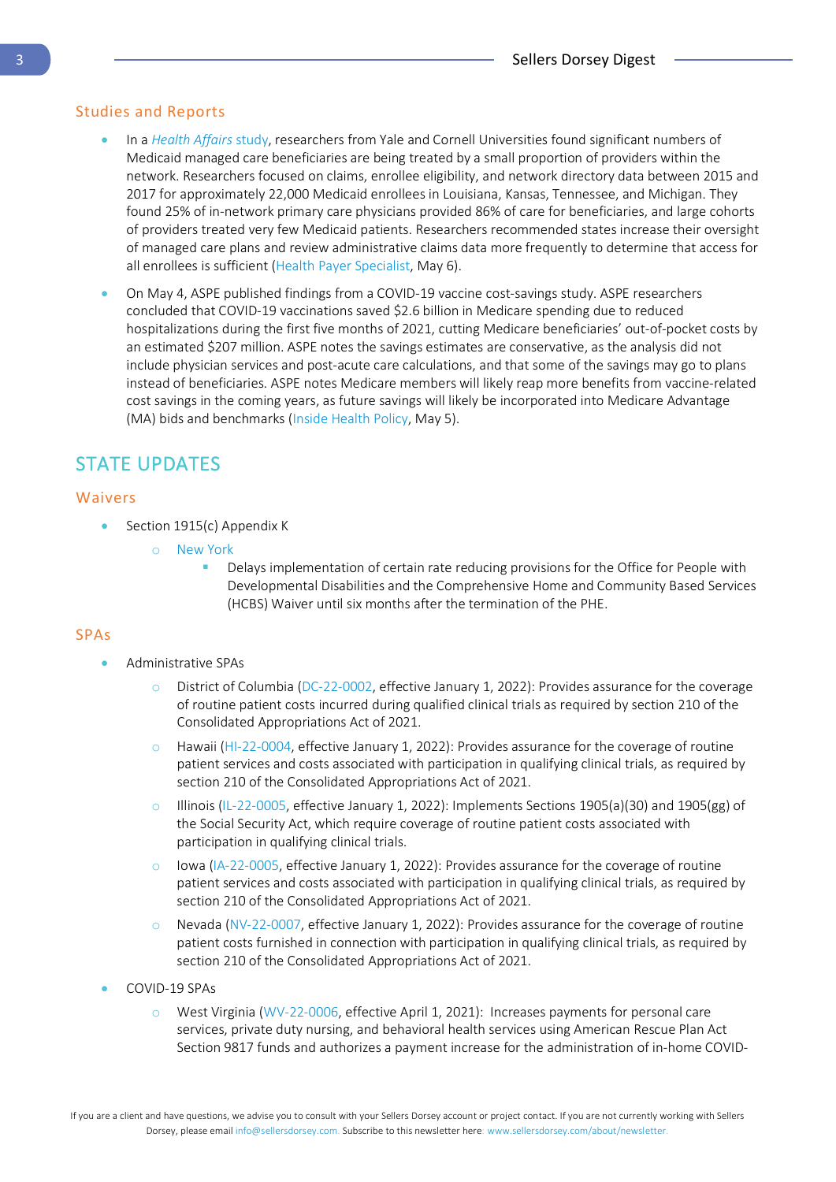### Studies and Reports

- In a *Health Affairs* study, researchers from Yale and Cornell Universities found significant numbers of Medicaid managed care beneficiaries are being treated by a small proportion of providers within the network. Researchers focused on claims, enrollee eligibility, and network directory data between 2015 and 2017 for approximately 22,000 Medicaid enrollees in Louisiana, Kansas, Tennessee, and Michigan. They found 25% of in-network primary care physicians provided 86% of care for beneficiaries, and large cohorts of providers treated very few Medicaid patients. Researchers recommended states increase their oversight of managed care plans and review administrative claims data more frequently to determine that access for all enrollees is sufficient (Health Payer Specialist, May 6).
- On May 4, ASPE published findings from a COVID-19 vaccine cost-savings study. ASPE researchers concluded that COVID-19 vaccinations saved $2.6 billion in Medicare spending due to reduced hospitalizations during the first five months of 2021, cutting Medicare beneficiaries' out-of-pocket costs by an estimated $207 million. ASPE notes the savings estimates are conservative, as the analysis did not include physician services and post-acute care calculations, and that some of the savings may go to plans instead of beneficiaries. ASPE notes Medicare members will likely reap more benefits from vaccine-related cost savings in the coming years, as future savings will likely be incorporated into Medicare Advantage (MA) bids and benchmarks (Inside Health Policy, May 5).

## STATE UPDATES

### Waivers

- Section 1915(c) Appendix K
  - New York
    - Delays implementation of certain rate reducing provisions for the Office for People with Developmental Disabilities and the Comprehensive Home and Community Based Services (HCBS) Waiver until six months after the termination of the PHE.

### SPAs

- Administrative SPAs
  - District of Columbia (DC-22-0002, effective January 1, 2022): Provides assurance for the coverage of routine patient costs incurred during qualified clinical trials as required by section 210 of the Consolidated Appropriations Act of 2021.
  - Hawaii (HI-22-0004, effective January 1, 2022): Provides assurance for the coverage of routine patient services and costs associated with participation in qualifying clinical trials, as required by section 210 of the Consolidated Appropriations Act of 2021.
  - Illinois (IL-22-0005, effective January 1, 2022): Implements Sections 1905(a)(30) and 1905(gg) of the Social Security Act, which require coverage of routine patient costs associated with participation in qualifying clinical trials.
  - Iowa (IA-22-0005, effective January 1, 2022): Provides assurance for the coverage of routine patient services and costs associated with participation in qualifying clinical trials, as required by section 210 of the Consolidated Appropriations Act of 2021.
  - Nevada (NV-22-0007, effective January 1, 2022): Provides assurance for the coverage of routine patient costs furnished in connection with participation in qualifying clinical trials, as required by section 210 of the Consolidated Appropriations Act of 2021.
- COVID-19 SPAs
  - West Virginia (WV-22-0006, effective April 1, 2021): Increases payments for personal care services, private duty nursing, and behavioral health services using American Rescue Plan Act Section 9817 funds and authorizes a payment increase for the administration of in-home COVID-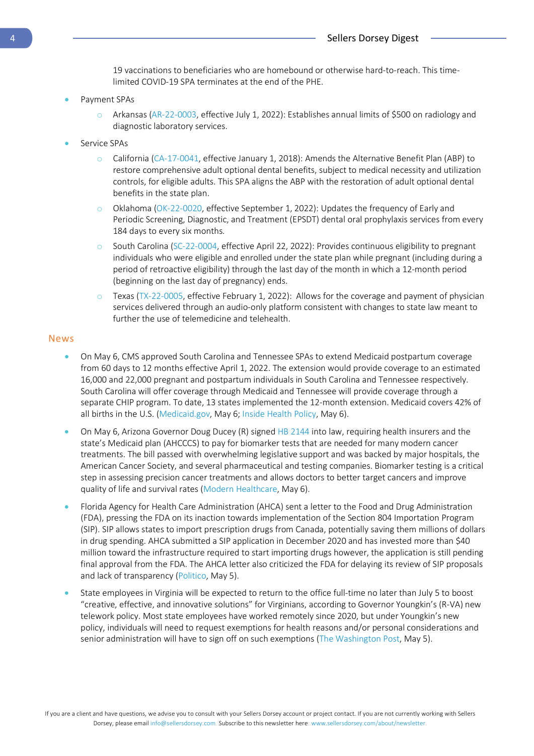19 vaccinations to beneficiaries who are homebound or otherwise hard-to-reach. This time-limited COVID-19 SPA terminates at the end of the PHE.

- Payment SPAs
  - Arkansas (AR-22-0003, effective July 1, 2022): Establishes annual limits of $500 on radiology and diagnostic laboratory services.
- Service SPAs
  - California (CA-17-0041, effective January 1, 2018): Amends the Alternative Benefit Plan (ABP) to restore comprehensive adult optional dental benefits, subject to medical necessity and utilization controls, for eligible adults. This SPA aligns the ABP with the restoration of adult optional dental benefits in the state plan.
  - Oklahoma (OK-22-0020, effective September 1, 2022): Updates the frequency of Early and Periodic Screening, Diagnostic, and Treatment (EPSDT) dental oral prophylaxis services from every 184 days to every six months.
  - South Carolina (SC-22-0004, effective April 22, 2022): Provides continuous eligibility to pregnant individuals who were eligible and enrolled under the state plan while pregnant (including during a period of retroactive eligibility) through the last day of the month in which a 12-month period (beginning on the last day of pregnancy) ends.
  - Texas (TX-22-0005, effective February 1, 2022): Allows for the coverage and payment of physician services delivered through an audio-only platform consistent with changes to state law meant to further the use of telemedicine and telehealth.

## News

- On May 6, CMS approved South Carolina and Tennessee SPAs to extend Medicaid postpartum coverage from 60 days to 12 months effective April 1, 2022. The extension would provide coverage to an estimated 16,000 and 22,000 pregnant and postpartum individuals in South Carolina and Tennessee respectively. South Carolina will offer coverage through Medicaid and Tennessee will provide coverage through a separate CHIP program. To date, 13 states implemented the 12-month extension. Medicaid covers 42% of all births in the U.S. (Medicaid.gov, May 6; Inside Health Policy, May 6).
- On May 6, Arizona Governor Doug Ducey (R) signed HB 2144 into law, requiring health insurers and the state's Medicaid plan (AHCCCS) to pay for biomarker tests that are needed for many modern cancer treatments. The bill passed with overwhelming legislative support and was backed by major hospitals, the American Cancer Society, and several pharmaceutical and testing companies. Biomarker testing is a critical step in assessing precision cancer treatments and allows doctors to better target cancers and improve quality of life and survival rates (Modern Healthcare, May 6).
- Florida Agency for Health Care Administration (AHCA) sent a letter to the Food and Drug Administration (FDA), pressing the FDA on its inaction towards implementation of the Section 804 Importation Program (SIP). SIP allows states to import prescription drugs from Canada, potentially saving them millions of dollars in drug spending. AHCA submitted a SIP application in December 2020 and has invested more than $40 million toward the infrastructure required to start importing drugs however, the application is still pending final approval from the FDA. The AHCA letter also criticized the FDA for delaying its review of SIP proposals and lack of transparency (Politico, May 5).
- State employees in Virginia will be expected to return to the office full-time no later than July 5 to boost "creative, effective, and innovative solutions" for Virginians, according to Governor Youngkin's (R-VA) new telework policy. Most state employees have worked remotely since 2020, but under Youngkin's new policy, individuals will need to request exemptions for health reasons and/or personal considerations and senior administration will have to sign off on such exemptions (The Washington Post, May 5).

If you are a client and have questions, we advise you to consult with your Sellers Dorsey account or project contact. If you are not currently working with Sellers Dorsey, please email info@sellersdorsey.com. Subscribe to this newsletter here: www.sellersdorsey.com/about/newsletter.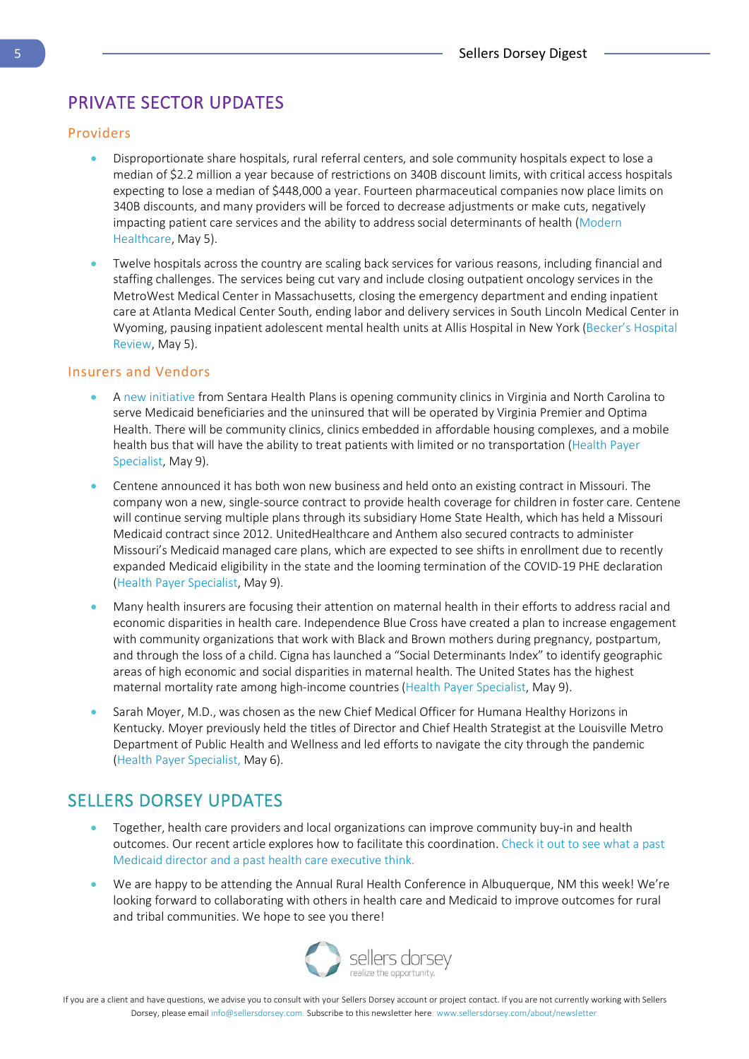# PRIVATE SECTOR UPDATES

## Providers

- Disproportionate share hospitals, rural referral centers, and sole community hospitals expect to lose a median of $2.2 million a year because of restrictions on 340B discount limits, with critical access hospitals expecting to lose a median of $448,000 a year. Fourteen pharmaceutical companies now place limits on 340B discounts, and many providers will be forced to decrease adjustments or make cuts, negatively impacting patient care services and the ability to address social determinants of health (Modern Healthcare, May 5).

- Twelve hospitals across the country are scaling back services for various reasons, including financial and staffing challenges. The services being cut vary and include closing outpatient oncology services in the MetroWest Medical Center in Massachusetts, closing the emergency department and ending inpatient care at Atlanta Medical Center South, ending labor and delivery services in South Lincoln Medical Center in Wyoming, pausing inpatient adolescent mental health units at Allis Hospital in New York (Becker's Hospital Review, May 5).

## Insurers and Vendors

- A new initiative from Sentara Health Plans is opening community clinics in Virginia and North Carolina to serve Medicaid beneficiaries and the uninsured that will be operated by Virginia Premier and Optima Health. There will be community clinics, clinics embedded in affordable housing complexes, and a mobile health bus that will have the ability to treat patients with limited or no transportation (Health Payer Specialist, May 9).

- Centene announced it has both won new business and held onto an existing contract in Missouri. The company won a new, single-source contract to provide health coverage for children in foster care. Centene will continue serving multiple plans through its subsidiary Home State Health, which has held a Missouri Medicaid contract since 2012. UnitedHealthcare and Anthem also secured contracts to administer Missouri's Medicaid managed care plans, which are expected to see shifts in enrollment due to recently expanded Medicaid eligibility in the state and the looming termination of the COVID-19 PHE declaration (Health Payer Specialist, May 9).

- Many health insurers are focusing their attention on maternal health in their efforts to address racial and economic disparities in health care. Independence Blue Cross have created a plan to increase engagement with community organizations that work with Black and Brown mothers during pregnancy, postpartum, and through the loss of a child. Cigna has launched a "Social Determinants Index" to identify geographic areas of high economic and social disparities in maternal health. The United States has the highest maternal mortality rate among high-income countries (Health Payer Specialist, May 9).

- Sarah Moyer, M.D., was chosen as the new Chief Medical Officer for Humana Healthy Horizons in Kentucky. Moyer previously held the titles of Director and Chief Health Strategist at the Louisville Metro Department of Public Health and Wellness and led efforts to navigate the city through the pandemic (Health Payer Specialist, May 6).

# SELLERS DORSEY UPDATES

- Together, health care providers and local organizations can improve community buy-in and health outcomes. Our recent article explores how to facilitate this coordination. Check it out to see what a past Medicaid director and a past health care executive think.

- We are happy to be attending the Annual Rural Health Conference in Albuquerque, NM this week! We're looking forward to collaborating with others in health care and Medicaid to improve outcomes for rural and tribal communities. We hope to see you there!

sellers dorsey
realize the opportunity.

If you are a client and have questions, we advise you to consult with your Sellers Dorsey account or project contact. If you are not currently working with Sellers Dorsey, please email info@sellersdorsey.com. Subscribe to this newsletter here: www.sellersdorsey.com/about/newsletter.